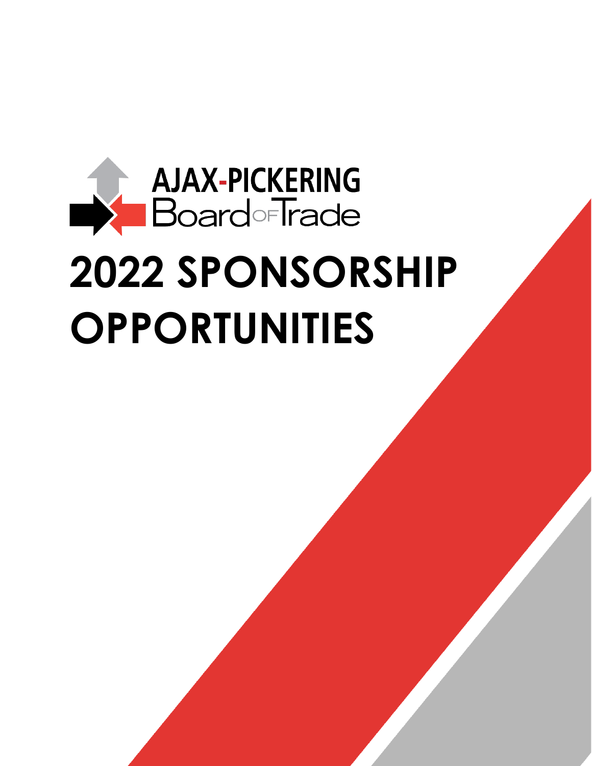AJAX-PICKERING Board of Trade

# 2022 SPONSORSHIP OPPORTUNITIES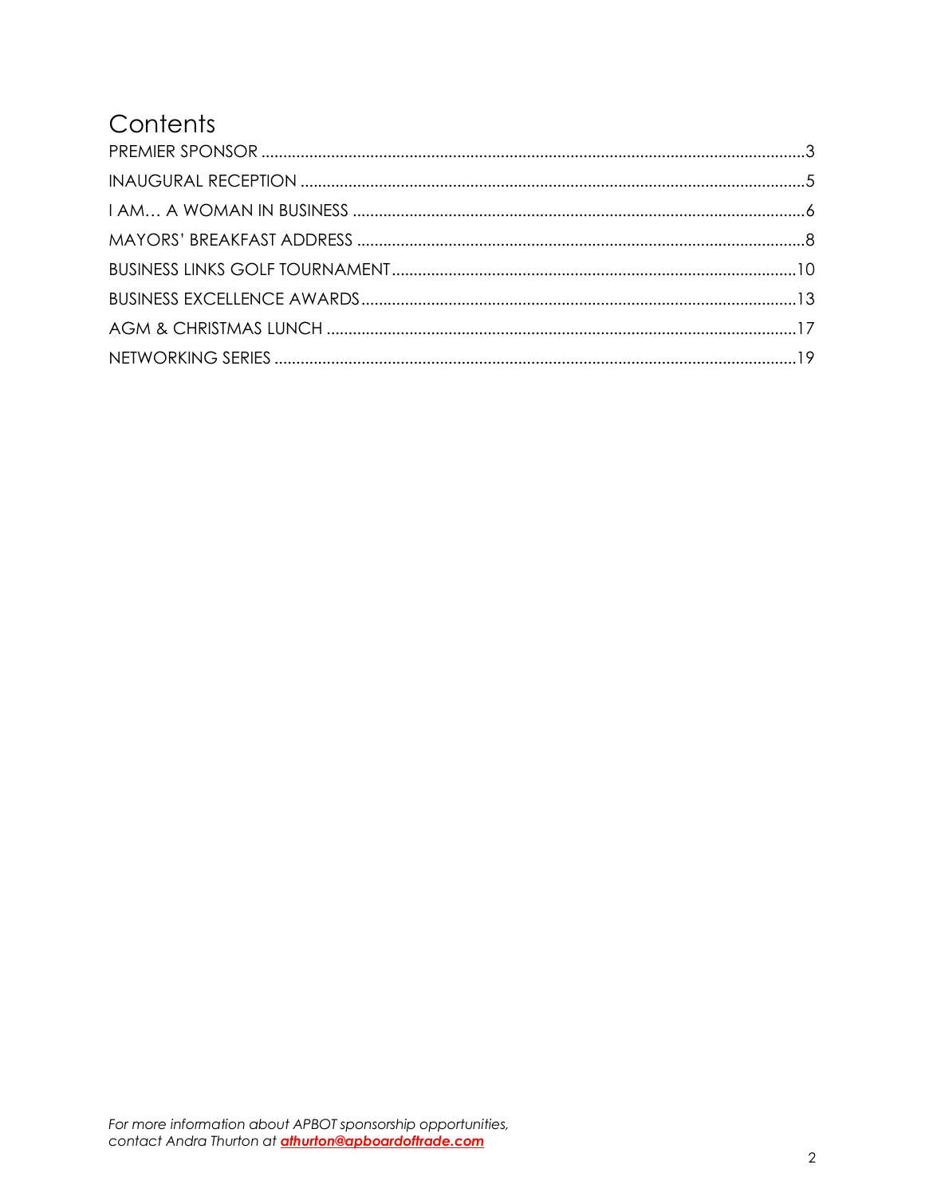# Contents

PREMIER SPONSOR ........................................................................................................................... 3
INAUGURAL RECEPTION ................................................................................................................... 5
I AM… A WOMAN IN BUSINESS ...................................................................................................... 6
MAYORS' BREAKFAST ADDRESS ...................................................................................................... 8
BUSINESS LINKS GOLF TOURNAMENT ............................................................................................ 10
BUSINESS EXCELLENCE AWARDS ................................................................................................... 13
AGM & CHRISTMAS LUNCH ........................................................................................................... 17
NETWORKING SERIES ...................................................................................................................... 19

*For more information about APBOT sponsorship opportunities, contact Andra Thurton at* ***athurton@apboardoftrade.com***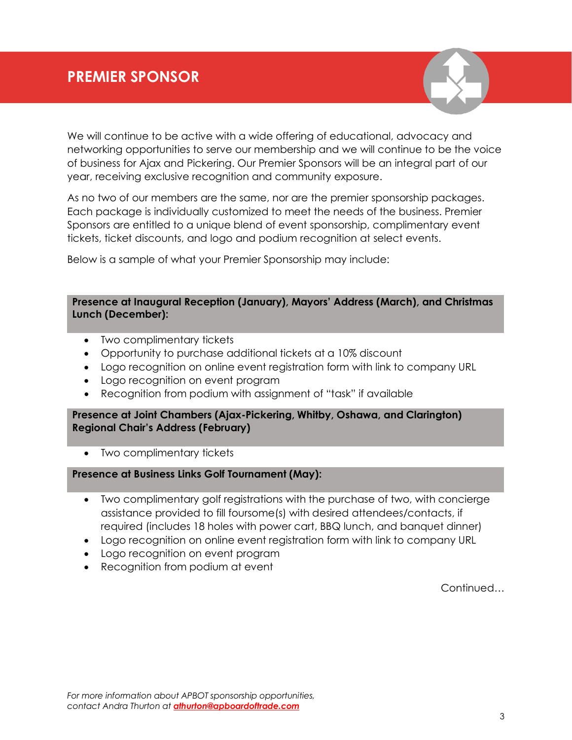# PREMIER SPONSOR

We will continue to be active with a wide offering of educational, advocacy and networking opportunities to serve our membership and we will continue to be the voice of business for Ajax and Pickering. Our Premier Sponsors will be an integral part of our year, receiving exclusive recognition and community exposure.

As no two of our members are the same, nor are the premier sponsorship packages. Each package is individually customized to meet the needs of the business. Premier Sponsors are entitled to a unique blend of event sponsorship, complimentary event tickets, ticket discounts, and logo and podium recognition at select events.

Below is a sample of what your Premier Sponsorship may include:

**Presence at Inaugural Reception (January), Mayors' Address (March), and Christmas Lunch (December):**

- Two complimentary tickets
- Opportunity to purchase additional tickets at a 10% discount
- Logo recognition on online event registration form with link to company URL
- Logo recognition on event program
- Recognition from podium with assignment of "task" if available

**Presence at Joint Chambers (Ajax-Pickering, Whitby, Oshawa, and Clarington) Regional Chair's Address (February)**

- Two complimentary tickets

**Presence at Business Links Golf Tournament (May):**

- Two complimentary golf registrations with the purchase of two, with concierge assistance provided to fill foursome(s) with desired attendees/contacts, if required (includes 18 holes with power cart, BBQ lunch, and banquet dinner)
- Logo recognition on online event registration form with link to company URL
- Logo recognition on event program
- Recognition from podium at event

Continued…

*For more information about APBOT sponsorship opportunities, contact Andra Thurton at **athurton@apboardoftrade.com***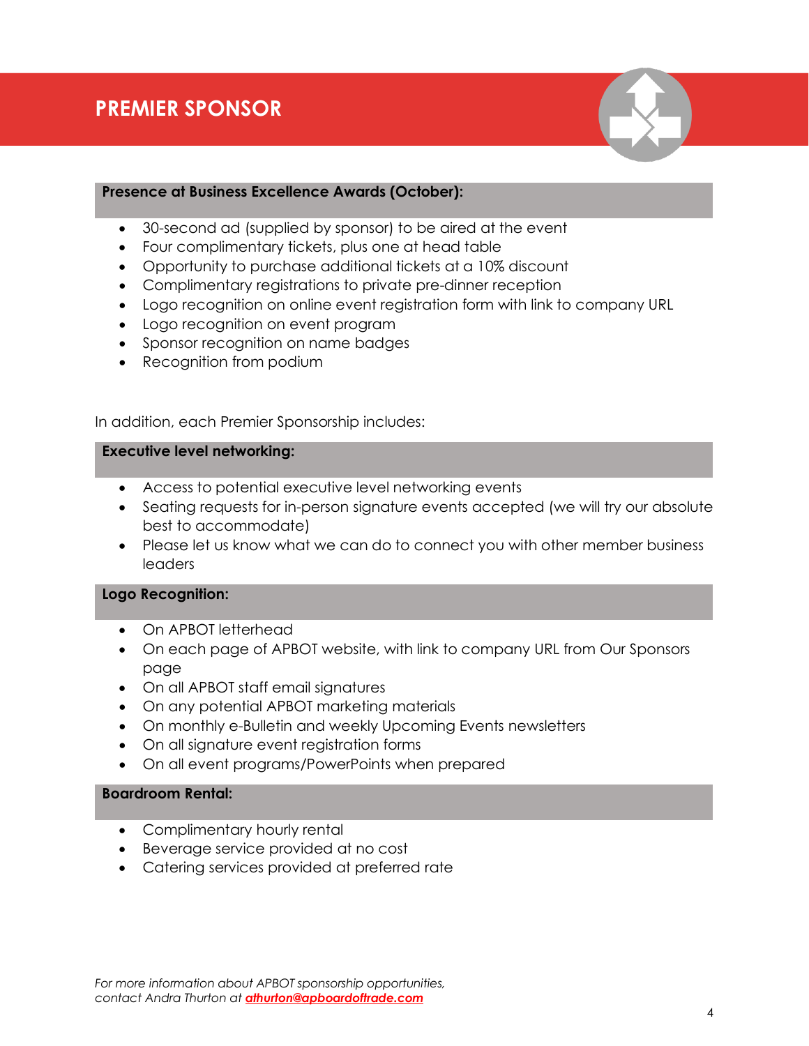# PREMIER SPONSOR

**Presence at Business Excellence Awards (October):**

- 30-second ad (supplied by sponsor) to be aired at the event
- Four complimentary tickets, plus one at head table
- Opportunity to purchase additional tickets at a 10% discount
- Complimentary registrations to private pre-dinner reception
- Logo recognition on online event registration form with link to company URL
- Logo recognition on event program
- Sponsor recognition on name badges
- Recognition from podium

In addition, each Premier Sponsorship includes:

**Executive level networking:**

- Access to potential executive level networking events
- Seating requests for in-person signature events accepted (we will try our absolute best to accommodate)
- Please let us know what we can do to connect you with other member business leaders

**Logo Recognition:**

- On APBOT letterhead
- On each page of APBOT website, with link to company URL from Our Sponsors page
- On all APBOT staff email signatures
- On any potential APBOT marketing materials
- On monthly e-Bulletin and weekly Upcoming Events newsletters
- On all signature event registration forms
- On all event programs/PowerPoints when prepared

**Boardroom Rental:**

- Complimentary hourly rental
- Beverage service provided at no cost
- Catering services provided at preferred rate

*For more information about APBOT sponsorship opportunities, contact Andra Thurton at* ***athurton@apboardoftrade.com***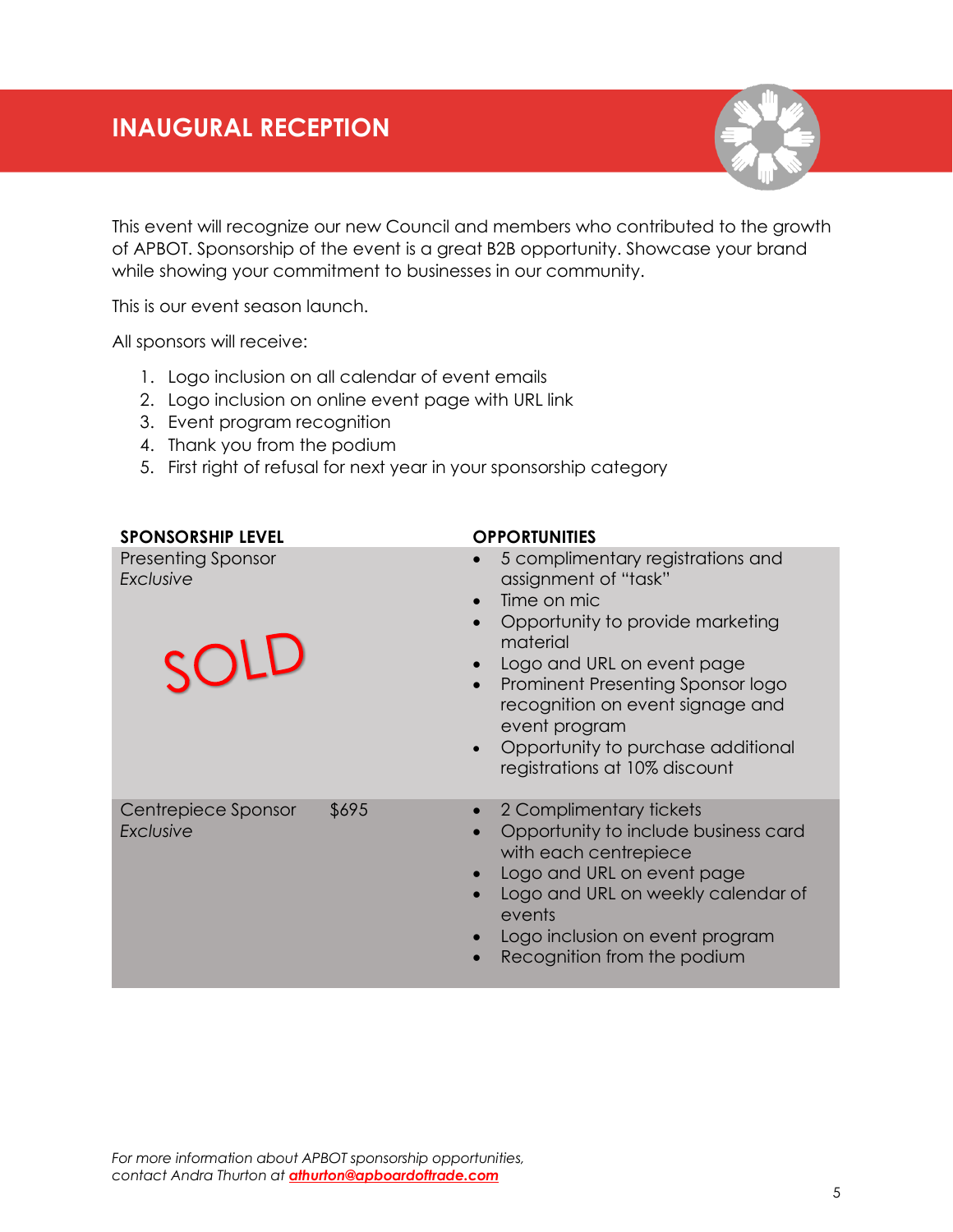## INAUGURAL RECEPTION

This event will recognize our new Council and members who contributed to the growth of APBOT. Sponsorship of the event is a great B2B opportunity. Showcase your brand while showing your commitment to businesses in our community.

This is our event season launch.

All sponsors will receive:

1. Logo inclusion on all calendar of event emails
2. Logo inclusion on online event page with URL link
3. Event program recognition
4. Thank you from the podium
5. First right of refusal for next year in your sponsorship category

| SPONSORSHIP LEVEL | | OPPORTUNITIES |
|---|---|---|
| Presenting Sponsor *Exclusive* SOLD | | • 5 complimentary registrations and assignment of "task" • Time on mic • Opportunity to provide marketing material • Logo and URL on event page • Prominent Presenting Sponsor logo recognition on event signage and event program • Opportunity to purchase additional registrations at 10% discount |
| Centrepiece Sponsor *Exclusive* | $695 | • 2 Complimentary tickets • Opportunity to include business card with each centrepiece • Logo and URL on event page • Logo and URL on weekly calendar of events • Logo inclusion on event program • Recognition from the podium |

*For more information about APBOT sponsorship opportunities, contact Andra Thurton at* ***athurton@apboardoftrade.com***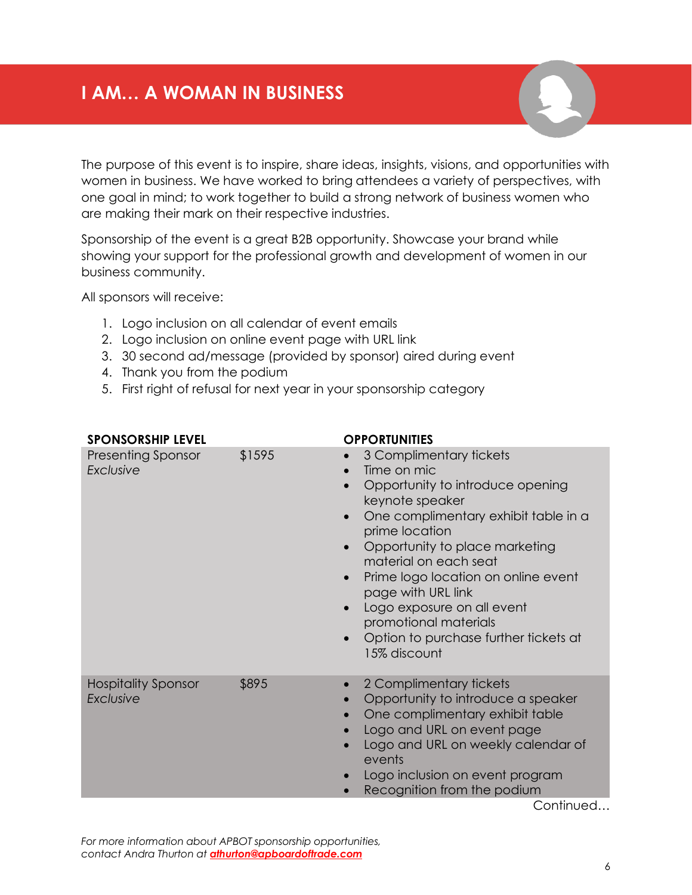## I AM… A WOMAN IN BUSINESS

The purpose of this event is to inspire, share ideas, insights, visions, and opportunities with women in business. We have worked to bring attendees a variety of perspectives, with one goal in mind; to work together to build a strong network of business women who are making their mark on their respective industries.

Sponsorship of the event is a great B2B opportunity. Showcase your brand while showing your support for the professional growth and development of women in our business community.

All sponsors will receive:

1. Logo inclusion on all calendar of event emails
2. Logo inclusion on online event page with URL link
3. 30 second ad/message (provided by sponsor) aired during event
4. Thank you from the podium
5. First right of refusal for next year in your sponsorship category

| SPONSORSHIP LEVEL | | OPPORTUNITIES |
|---|---|---|
| Presenting Sponsor *Exclusive* | $1595 | • 3 Complimentary tickets<br>• Time on mic<br>• Opportunity to introduce opening keynote speaker<br>• One complimentary exhibit table in a prime location<br>• Opportunity to place marketing material on each seat<br>• Prime logo location on online event page with URL link<br>• Logo exposure on all event promotional materials<br>• Option to purchase further tickets at 15% discount |
| Hospitality Sponsor *Exclusive* | $895 | • 2 Complimentary tickets<br>• Opportunity to introduce a speaker<br>• One complimentary exhibit table<br>• Logo and URL on event page<br>• Logo and URL on weekly calendar of events<br>• Logo inclusion on event program<br>• Recognition from the podium |

Continued…

*For more information about APBOT sponsorship opportunities, contact Andra Thurton at* ***athurton@apboardoftrade.com***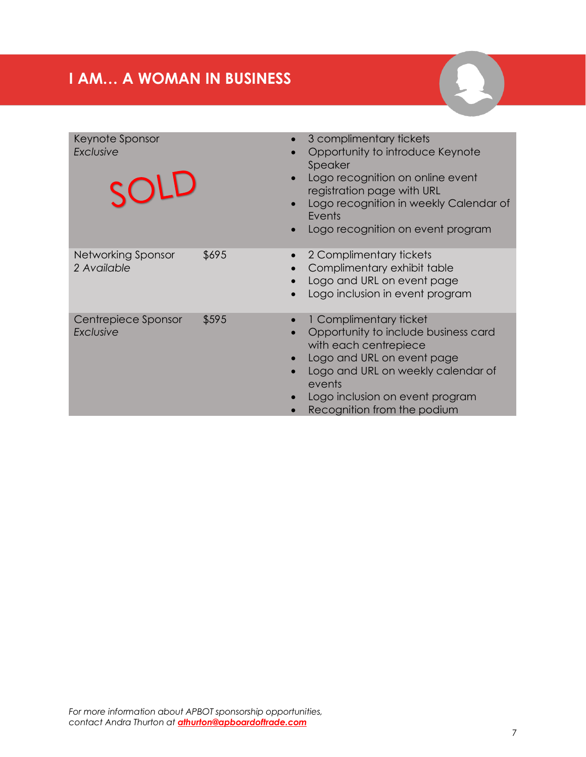# I AM… A WOMAN IN BUSINESS

| Sponsorship | Price | Benefits |
|---|---|---|
| Keynote Sponsor<br>*Exclusive*<br>SOLD | | • 3 complimentary tickets<br>• Opportunity to introduce Keynote Speaker<br>• Logo recognition on online event registration page with URL<br>• Logo recognition in weekly Calendar of Events<br>• Logo recognition on event program |
| Networking Sponsor<br>*2 Available* | $695 | • 2 Complimentary tickets<br>• Complimentary exhibit table<br>• Logo and URL on event page<br>• Logo inclusion in event program |
| Centrepiece Sponsor<br>*Exclusive* | $595 | • 1 Complimentary ticket<br>• Opportunity to include business card with each centrepiece<br>• Logo and URL on event page<br>• Logo and URL on weekly calendar of events<br>• Logo inclusion on event program<br>• Recognition from the podium |

*For more information about APBOT sponsorship opportunities, contact Andra Thurton at **athurton@apboardoftrade.com***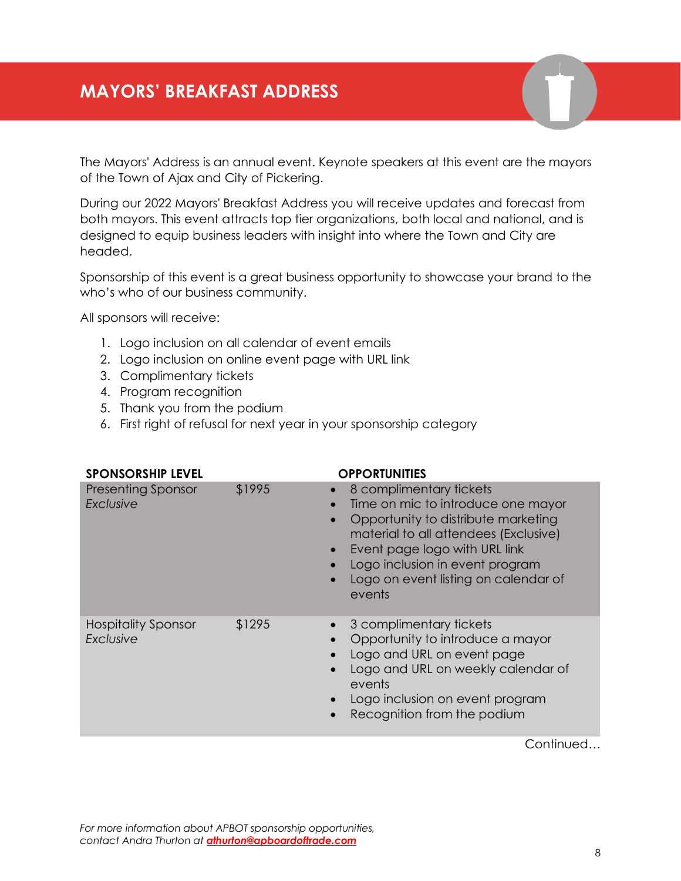# MAYORS' BREAKFAST ADDRESS

The Mayors' Address is an annual event. Keynote speakers at this event are the mayors of the Town of Ajax and City of Pickering.

During our 2022 Mayors' Breakfast Address you will receive updates and forecast from both mayors. This event attracts top tier organizations, both local and national, and is designed to equip business leaders with insight into where the Town and City are headed.

Sponsorship of this event is a great business opportunity to showcase your brand to the who's who of our business community.

All sponsors will receive:

1. Logo inclusion on all calendar of event emails
2. Logo inclusion on online event page with URL link
3. Complimentary tickets
4. Program recognition
5. Thank you from the podium
6. First right of refusal for next year in your sponsorship category

| SPONSORSHIP LEVEL | | OPPORTUNITIES |
|---|---|---|
| Presenting Sponsor *Exclusive* | $1995 | • 8 complimentary tickets<br>• Time on mic to introduce one mayor<br>• Opportunity to distribute marketing material to all attendees (Exclusive)<br>• Event page logo with URL link<br>• Logo inclusion in event program<br>• Logo on event listing on calendar of events |
| Hospitality Sponsor *Exclusive* | $1295 | • 3 complimentary tickets<br>• Opportunity to introduce a mayor<br>• Logo and URL on event page<br>• Logo and URL on weekly calendar of events<br>• Logo inclusion on event program<br>• Recognition from the podium |

Continued…

*For more information about APBOT sponsorship opportunities, contact Andra Thurton at* ***athurton@apboardoftrade.com***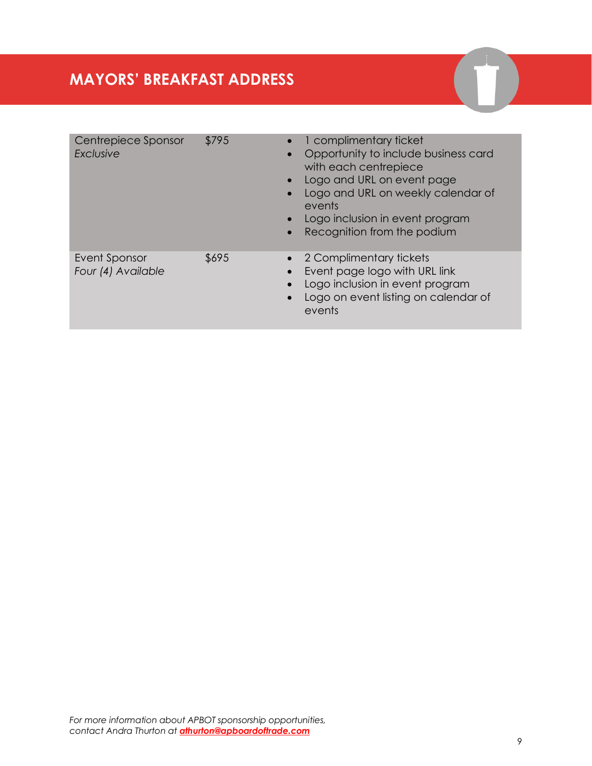# MAYORS' BREAKFAST ADDRESS

| Sponsorship | Price | Benefits |
|---|---|---|
| Centrepiece Sponsor<br>*Exclusive* | $795 | • 1 complimentary ticket<br>• Opportunity to include business card with each centrepiece<br>• Logo and URL on event page<br>• Logo and URL on weekly calendar of events<br>• Logo inclusion in event program<br>• Recognition from the podium |
| Event Sponsor<br>*Four (4) Available* | $695 | • 2 Complimentary tickets<br>• Event page logo with URL link<br>• Logo inclusion in event program<br>• Logo on event listing on calendar of events |

*For more information about APBOT sponsorship opportunities, contact Andra Thurton at* ***athurton@apboardoftrade.com***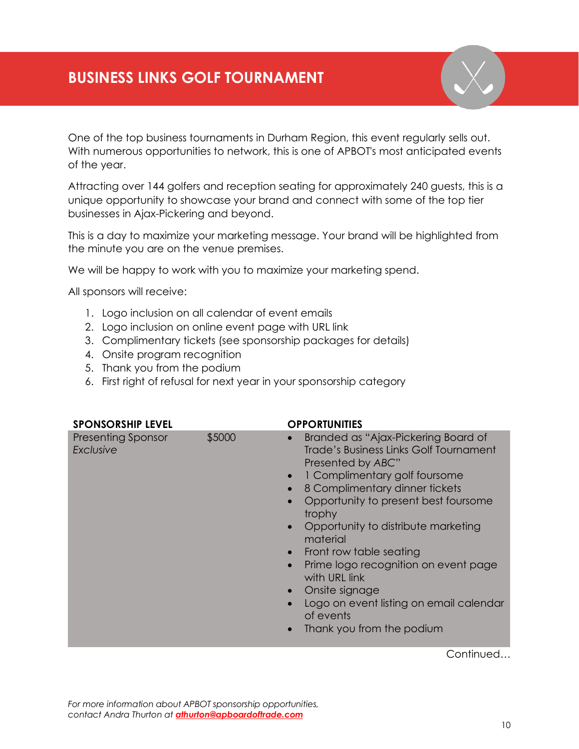# BUSINESS LINKS GOLF TOURNAMENT

One of the top business tournaments in Durham Region, this event regularly sells out. With numerous opportunities to network, this is one of APBOT's most anticipated events of the year.

Attracting over 144 golfers and reception seating for approximately 240 guests, this is a unique opportunity to showcase your brand and connect with some of the top tier businesses in Ajax-Pickering and beyond.

This is a day to maximize your marketing message. Your brand will be highlighted from the minute you are on the venue premises.

We will be happy to work with you to maximize your marketing spend.

All sponsors will receive:

1. Logo inclusion on all calendar of event emails
2. Logo inclusion on online event page with URL link
3. Complimentary tickets (see sponsorship packages for details)
4. Onsite program recognition
5. Thank you from the podium
6. First right of refusal for next year in your sponsorship category

| SPONSORSHIP LEVEL | | OPPORTUNITIES |
|---|---|---|
| Presenting Sponsor *Exclusive* | $5000 | • Branded as "Ajax-Pickering Board of Trade's Business Links Golf Tournament Presented by *ABC*"<br>• 1 Complimentary golf foursome<br>• 8 Complimentary dinner tickets<br>• Opportunity to present best foursome trophy<br>• Opportunity to distribute marketing material<br>• Front row table seating<br>• Prime logo recognition on event page with URL link<br>• Onsite signage<br>• Logo on event listing on email calendar of events<br>• Thank you from the podium |

Continued…

*For more information about APBOT sponsorship opportunities, contact Andra Thurton at* ***athurton@apboardoftrade.com***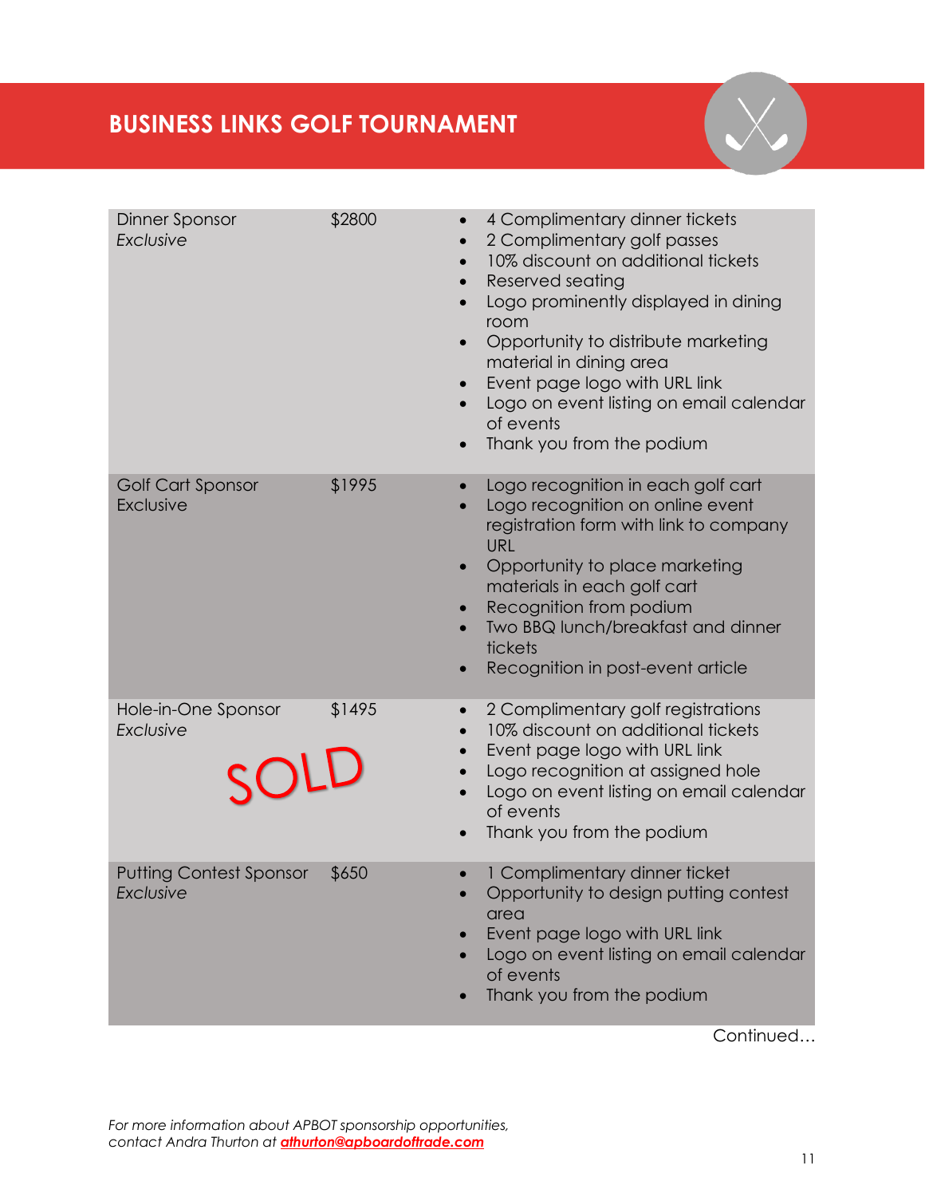# BUSINESS LINKS GOLF TOURNAMENT

| Sponsorship | Price | Benefits |
|---|---|---|
| Dinner Sponsor<br>*Exclusive* | $2800 | • 4 Complimentary dinner tickets<br>• 2 Complimentary golf passes<br>• 10% discount on additional tickets<br>• Reserved seating<br>• Logo prominently displayed in dining room<br>• Opportunity to distribute marketing material in dining area<br>• Event page logo with URL link<br>• Logo on event listing on email calendar of events<br>• Thank you from the podium |
| Golf Cart Sponsor<br>Exclusive | $1995 | • Logo recognition in each golf cart<br>• Logo recognition on online event registration form with link to company URL<br>• Opportunity to place marketing materials in each golf cart<br>• Recognition from podium<br>• Two BBQ lunch/breakfast and dinner tickets<br>• Recognition in post-event article |
| Hole-in-One Sponsor<br>*Exclusive*<br>SOLD | $1495 | • 2 Complimentary golf registrations<br>• 10% discount on additional tickets<br>• Event page logo with URL link<br>• Logo recognition at assigned hole<br>• Logo on event listing on email calendar of events<br>• Thank you from the podium |
| Putting Contest Sponsor<br>*Exclusive* | $650 | • 1 Complimentary dinner ticket<br>• Opportunity to design putting contest area<br>• Event page logo with URL link<br>• Logo on event listing on email calendar of events<br>• Thank you from the podium |

Continued…

*For more information about APBOT sponsorship opportunities, contact Andra Thurton at* ***athurton@apboardoftrade.com***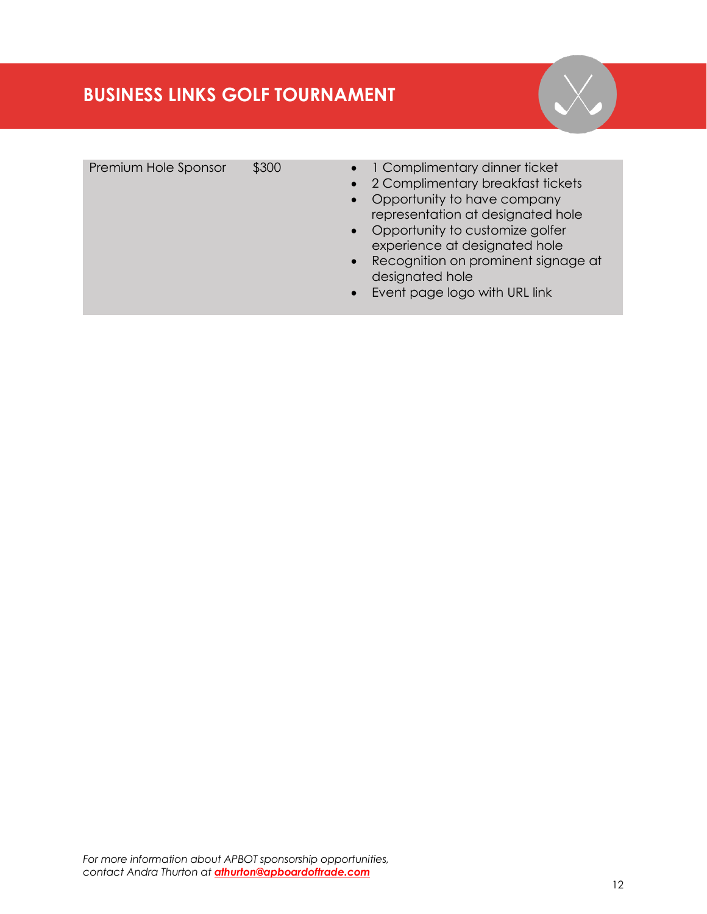# BUSINESS LINKS GOLF TOURNAMENT

| Sponsorship Level | Price | Benefits |
|---|---|---|
| Premium Hole Sponsor | $300 | • 1 Complimentary dinner ticket<br>• 2 Complimentary breakfast tickets<br>• Opportunity to have company representation at designated hole<br>• Opportunity to customize golfer experience at designated hole<br>• Recognition on prominent signage at designated hole<br>• Event page logo with URL link |

*For more information about APBOT sponsorship opportunities, contact Andra Thurton at* ***athurton@apboardoftrade.com***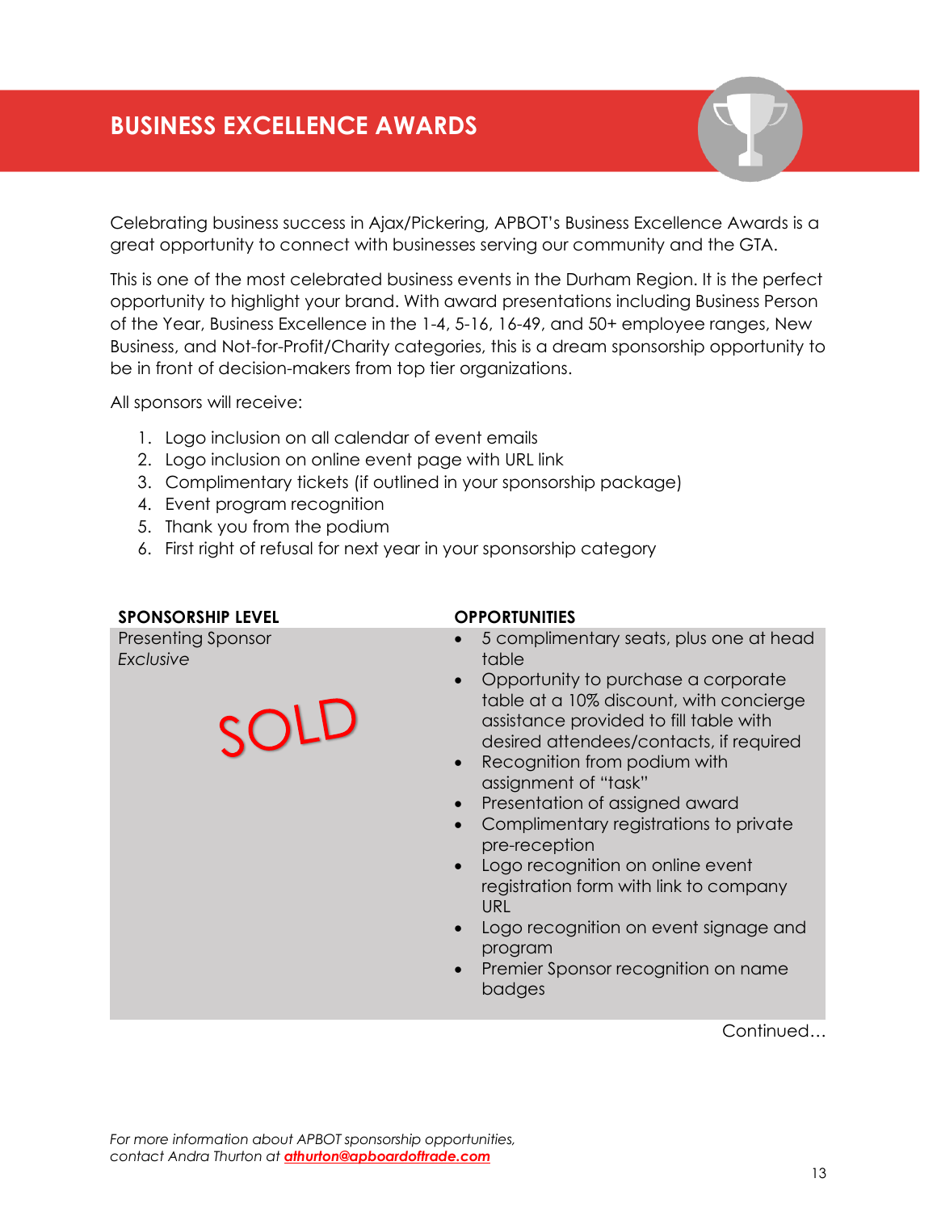# BUSINESS EXCELLENCE AWARDS

Celebrating business success in Ajax/Pickering, APBOT's Business Excellence Awards is a great opportunity to connect with businesses serving our community and the GTA.

This is one of the most celebrated business events in the Durham Region. It is the perfect opportunity to highlight your brand. With award presentations including Business Person of the Year, Business Excellence in the 1-4, 5-16, 16-49, and 50+ employee ranges, New Business, and Not-for-Profit/Charity categories, this is a dream sponsorship opportunity to be in front of decision-makers from top tier organizations.

All sponsors will receive:

1. Logo inclusion on all calendar of event emails
2. Logo inclusion on online event page with URL link
3. Complimentary tickets (if outlined in your sponsorship package)
4. Event program recognition
5. Thank you from the podium
6. First right of refusal for next year in your sponsorship category

| SPONSORSHIP LEVEL | OPPORTUNITIES |
|---|---|
| Presenting Sponsor<br>*Exclusive*<br>SOLD | • 5 complimentary seats, plus one at head table<br>• Opportunity to purchase a corporate table at a 10% discount, with concierge assistance provided to fill table with desired attendees/contacts, if required<br>• Recognition from podium with assignment of "task"<br>• Presentation of assigned award<br>• Complimentary registrations to private pre-reception<br>• Logo recognition on online event registration form with link to company URL<br>• Logo recognition on event signage and program<br>• Premier Sponsor recognition on name badges |

Continued…

*For more information about APBOT sponsorship opportunities, contact Andra Thurton at* ***athurton@apboardoftrade.com***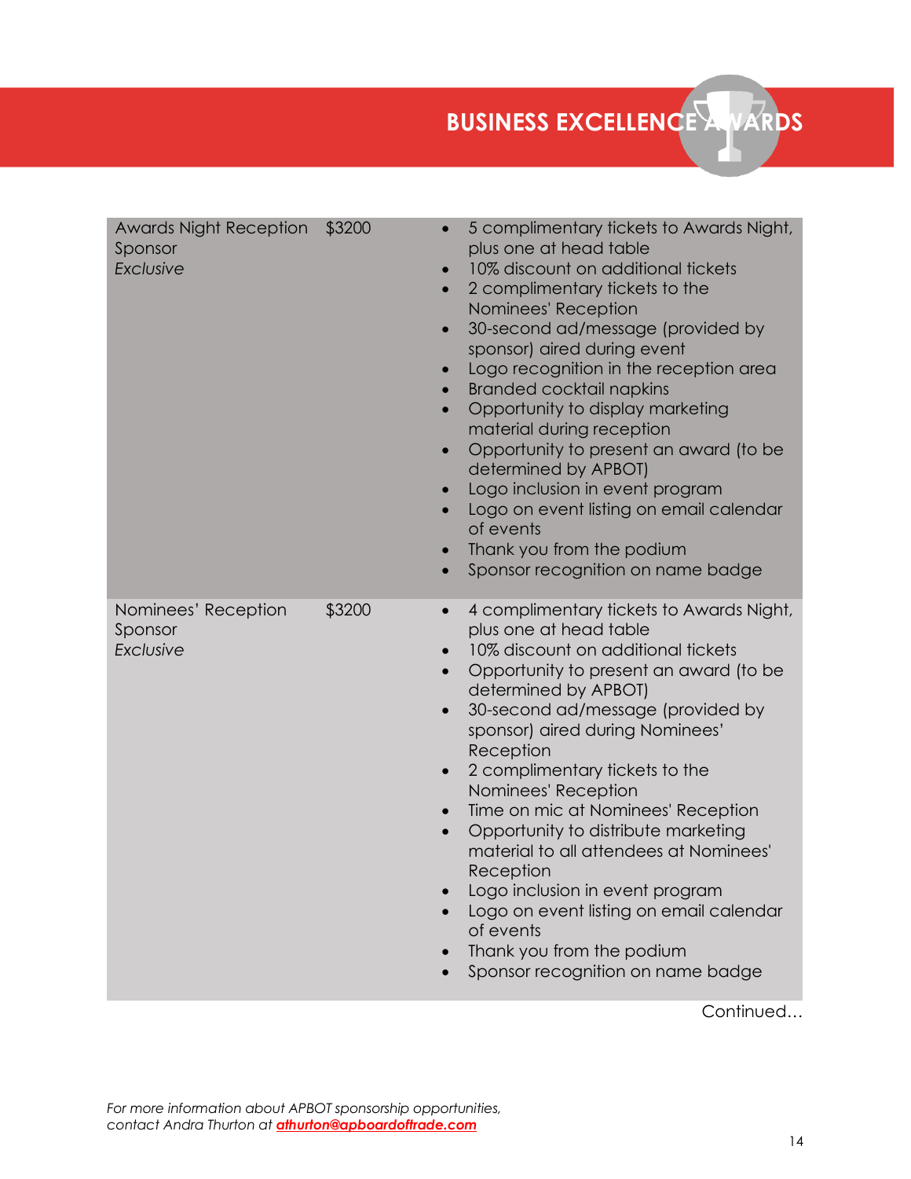# BUSINESS EXCELLENCE AWARDS

| | | |
|---|---|---|
| Awards Night Reception Sponsor *Exclusive* | $3200 | • 5 complimentary tickets to Awards Night, plus one at head table<br>• 10% discount on additional tickets<br>• 2 complimentary tickets to the Nominees' Reception<br>• 30-second ad/message (provided by sponsor) aired during event<br>• Logo recognition in the reception area<br>• Branded cocktail napkins<br>• Opportunity to display marketing material during reception<br>• Opportunity to present an award (to be determined by APBOT)<br>• Logo inclusion in event program<br>• Logo on event listing on email calendar of events<br>• Thank you from the podium<br>• Sponsor recognition on name badge |
| Nominees' Reception Sponsor *Exclusive* | $3200 | • 4 complimentary tickets to Awards Night, plus one at head table<br>• 10% discount on additional tickets<br>• Opportunity to present an award (to be determined by APBOT)<br>• 30-second ad/message (provided by sponsor) aired during Nominees' Reception<br>• 2 complimentary tickets to the Nominees' Reception<br>• Time on mic at Nominees' Reception<br>• Opportunity to distribute marketing material to all attendees at Nominees' Reception<br>• Logo inclusion in event program<br>• Logo on event listing on email calendar of events<br>• Thank you from the podium<br>• Sponsor recognition on name badge |

Continued…

*For more information about APBOT sponsorship opportunities, contact Andra Thurton at* ***athurton@apboardoftrade.com***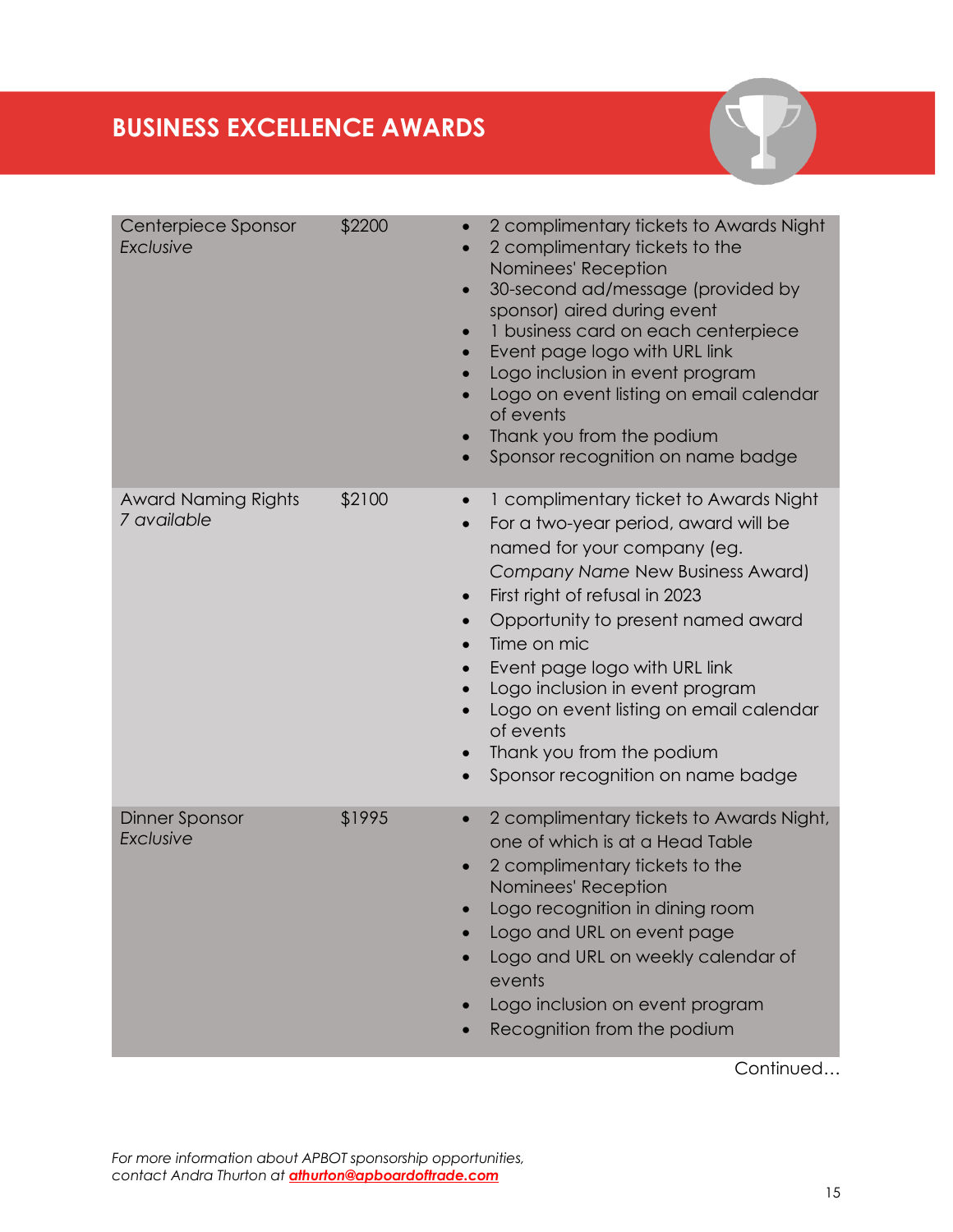# BUSINESS EXCELLENCE AWARDS

| | | |
|---|---|---|
| Centerpiece Sponsor<br>*Exclusive* | $2200 | • 2 complimentary tickets to Awards Night<br>• 2 complimentary tickets to the Nominees' Reception<br>• 30-second ad/message (provided by sponsor) aired during event<br>• 1 business card on each centerpiece<br>• Event page logo with URL link<br>• Logo inclusion in event program<br>• Logo on event listing on email calendar of events<br>• Thank you from the podium<br>• Sponsor recognition on name badge |
| Award Naming Rights<br>*7 available* | $2100 | • 1 complimentary ticket to Awards Night<br>• For a two-year period, award will be named for your company (eg. *Company Name* New Business Award)<br>• First right of refusal in 2023<br>• Opportunity to present named award<br>• Time on mic<br>• Event page logo with URL link<br>• Logo inclusion in event program<br>• Logo on event listing on email calendar of events<br>• Thank you from the podium<br>• Sponsor recognition on name badge |
| Dinner Sponsor<br>*Exclusive* | $1995 | • 2 complimentary tickets to Awards Night, one of which is at a Head Table<br>• 2 complimentary tickets to the Nominees' Reception<br>• Logo recognition in dining room<br>• Logo and URL on event page<br>• Logo and URL on weekly calendar of events<br>• Logo inclusion on event program<br>• Recognition from the podium |

Continued…

*For more information about APBOT sponsorship opportunities, contact Andra Thurton at* ***athurton@apboardoftrade.com***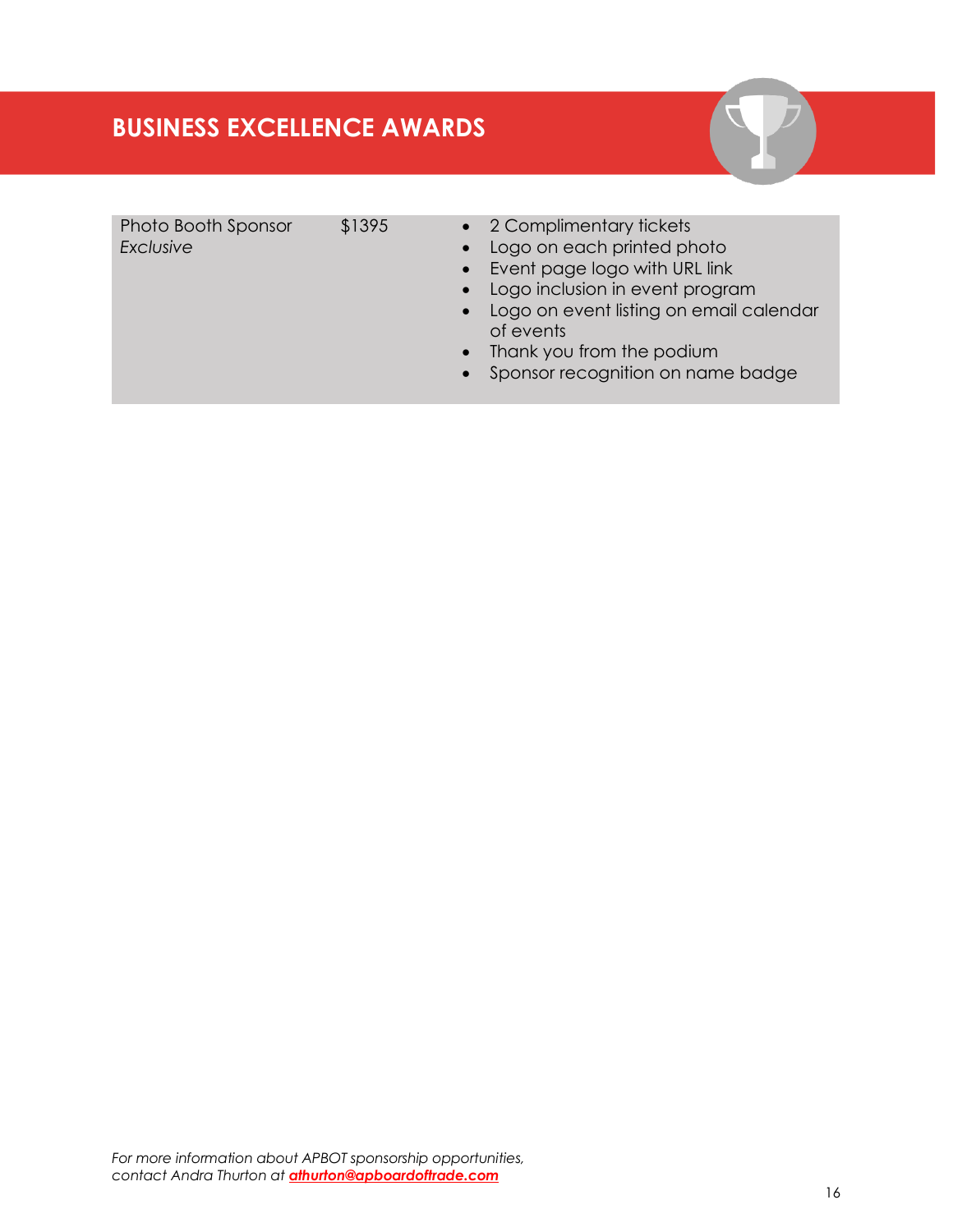## BUSINESS EXCELLENCE AWARDS

| | | |
|---|---|---|
| Photo Booth Sponsor *Exclusive* | $1395 | • 2 Complimentary tickets<br>• Logo on each printed photo<br>• Event page logo with URL link<br>• Logo inclusion in event program<br>• Logo on event listing on email calendar of events<br>• Thank you from the podium<br>• Sponsor recognition on name badge |

*For more information about APBOT sponsorship opportunities, contact Andra Thurton at* ***athurton@apboardoftrade.com***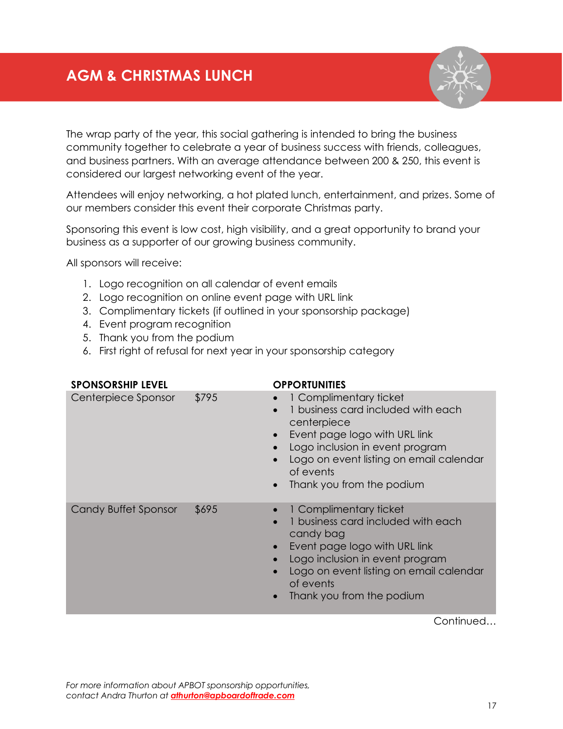# AGM & CHRISTMAS LUNCH

The wrap party of the year, this social gathering is intended to bring the business community together to celebrate a year of business success with friends, colleagues, and business partners. With an average attendance between 200 & 250, this event is considered our largest networking event of the year.

Attendees will enjoy networking, a hot plated lunch, entertainment, and prizes. Some of our members consider this event their corporate Christmas party.

Sponsoring this event is low cost, high visibility, and a great opportunity to brand your business as a supporter of our growing business community.

All sponsors will receive:

1. Logo recognition on all calendar of event emails
2. Logo recognition on online event page with URL link
3. Complimentary tickets (if outlined in your sponsorship package)
4. Event program recognition
5. Thank you from the podium
6. First right of refusal for next year in your sponsorship category

| **SPONSORSHIP LEVEL** | | **OPPORTUNITIES** |
|---|---|---|
| Centerpiece Sponsor | $795 | • 1 Complimentary ticket<br>• 1 business card included with each centerpiece<br>• Event page logo with URL link<br>• Logo inclusion in event program<br>• Logo on event listing on email calendar of events<br>• Thank you from the podium |
| Candy Buffet Sponsor | $695 | • 1 Complimentary ticket<br>• 1 business card included with each candy bag<br>• Event page logo with URL link<br>• Logo inclusion in event program<br>• Logo on event listing on email calendar of events<br>• Thank you from the podium |

Continued…

*For more information about APBOT sponsorship opportunities, contact Andra Thurton at* ***athurton@apboardoftrade.com***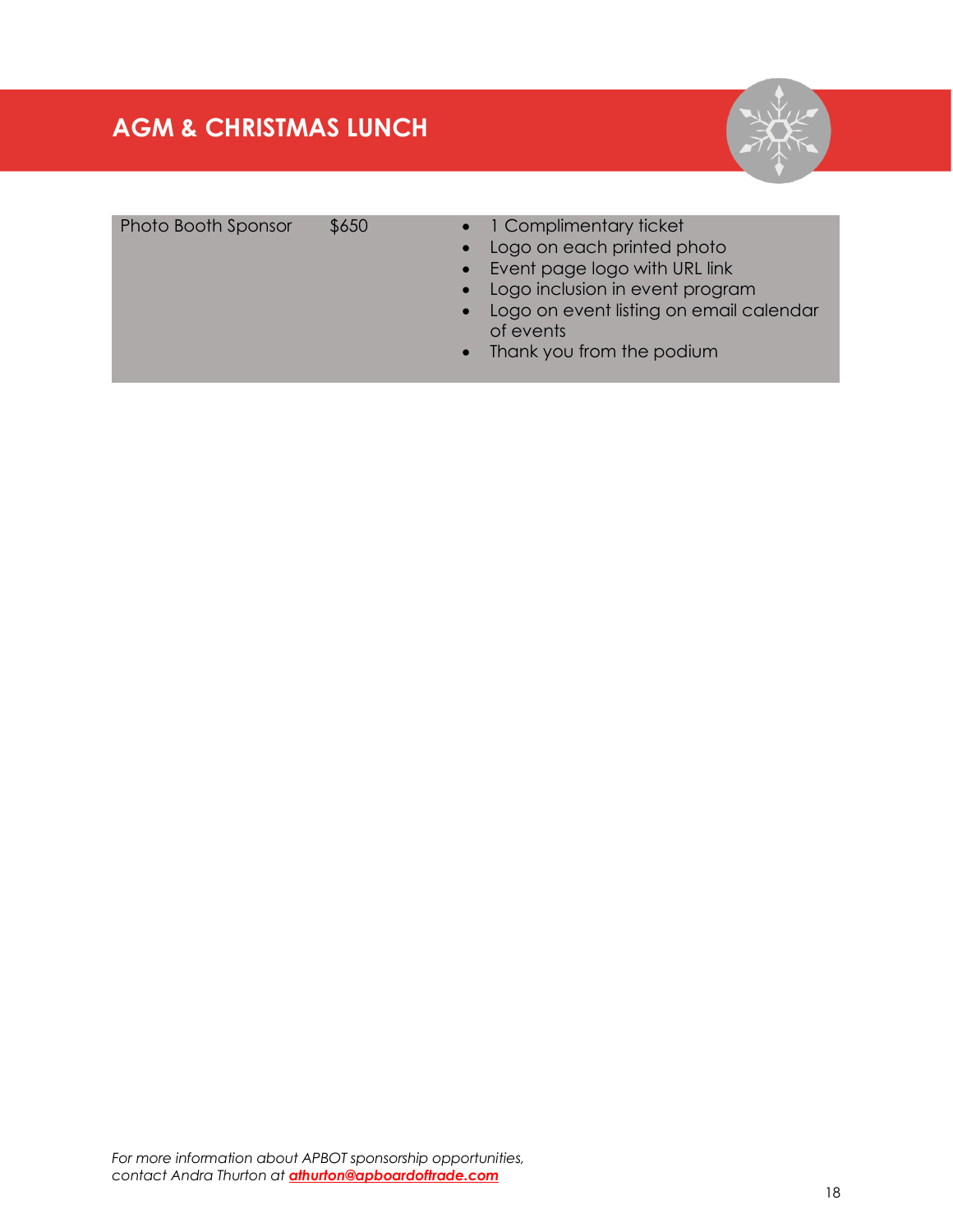# AGM & CHRISTMAS LUNCH

| | | |
|---|---|---|
| Photo Booth Sponsor | $650 | • 1 Complimentary ticket<br>• Logo on each printed photo<br>• Event page logo with URL link<br>• Logo inclusion in event program<br>• Logo on event listing on email calendar of events<br>• Thank you from the podium |

*For more information about APBOT sponsorship opportunities, contact Andra Thurton at* ***athurton@apboardoftrade.com***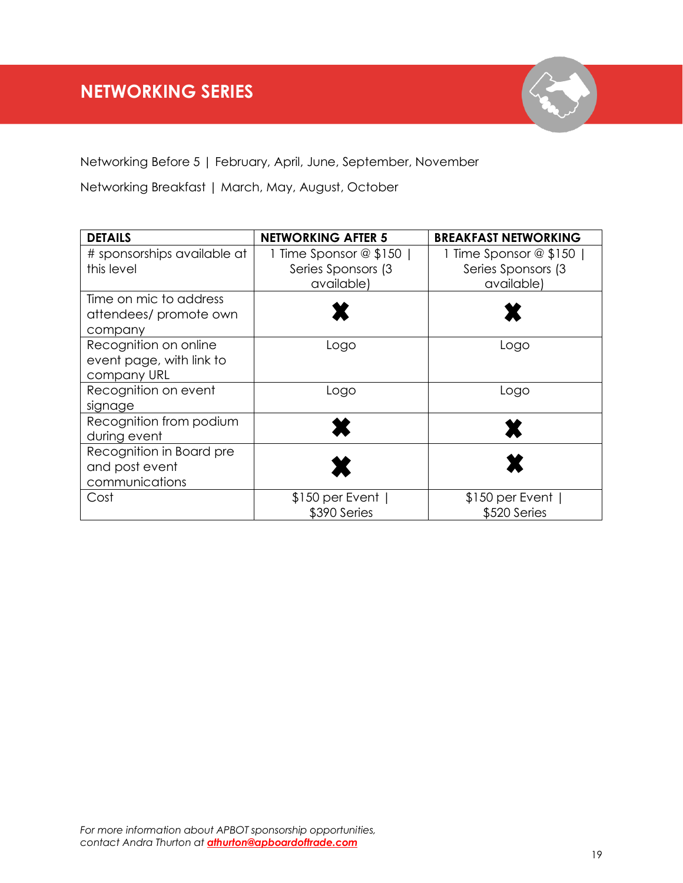# NETWORKING SERIES

Networking Before 5 | February, April, June, September, November

Networking Breakfast | March, May, August, October

| DETAILS | NETWORKING AFTER 5 | BREAKFAST NETWORKING |
|---|---|---|
| # sponsorships available at this level | 1 Time Sponsor @ $150 \| Series Sponsors (3 available) | 1 Time Sponsor @ $150 \| Series Sponsors (3 available) |
| Time on mic to address attendees/ promote own company | ✖ | ✖ |
| Recognition on online event page, with link to company URL | Logo | Logo |
| Recognition on event signage | Logo | Logo |
| Recognition from podium during event | ✖ | ✖ |
| Recognition in Board pre and post event communications | ✖ | ✖ |
| Cost | $150 per Event \| $390 Series | $150 per Event \| $520 Series |

*For more information about APBOT sponsorship opportunities, contact Andra Thurton at* ***athurton@apboardoftrade.com***